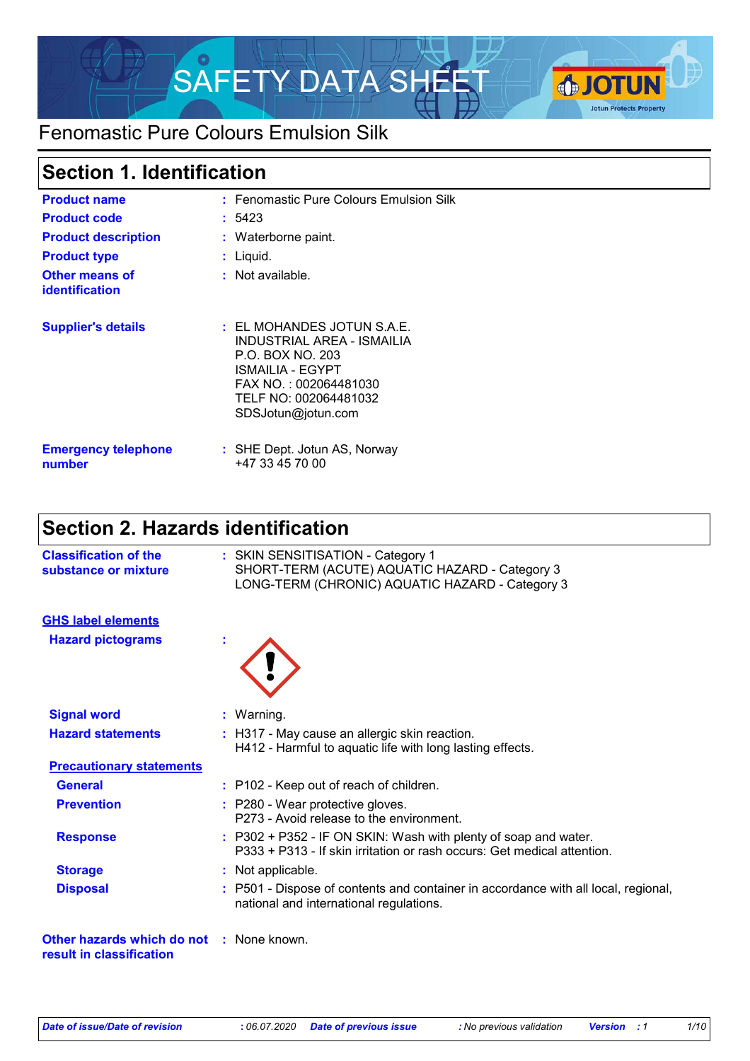# SAFETY DATA SHEET

## Fenomastic Pure Colours Emulsion Silk

## Section 1. Identification

| | |
|---|---|
| **Product name** | : Fenomastic Pure Colours Emulsion Silk |
| **Product code** | : 5423 |
| **Product description** | : Waterborne paint. |
| **Product type** | : Liquid. |
| **Other means of identification** | : Not available. |
| **Supplier's details** | : EL MOHANDES JOTUN S.A.E.<br>INDUSTRIAL AREA - ISMAILIA<br>P.O. BOX NO. 203<br>ISMAILIA - EGYPT<br>FAX NO. : 002064481030<br>TELF NO: 002064481032<br>SDSJotun@jotun.com |
| **Emergency telephone number** | : SHE Dept. Jotun AS, Norway<br>+47 33 45 70 00 |

## Section 2. Hazards identification

| | |
|---|---|
| **Classification of the substance or mixture** | : SKIN SENSITISATION - Category 1<br>SHORT-TERM (ACUTE) AQUATIC HAZARD - Category 3<br>LONG-TERM (CHRONIC) AQUATIC HAZARD - Category 3 |

**GHS label elements**

| | |
|---|---|
| **Hazard pictograms** | : |
| **Signal word** | : Warning. |
| **Hazard statements** | : H317 - May cause an allergic skin reaction.<br>H412 - Harmful to aquatic life with long lasting effects. |

**Precautionary statements**

| | |
|---|---|
| **General** | : P102 - Keep out of reach of children. |
| **Prevention** | : P280 - Wear protective gloves.<br>P273 - Avoid release to the environment. |
| **Response** | : P302 + P352 - IF ON SKIN: Wash with plenty of soap and water.<br>P333 + P313 - If skin irritation or rash occurs: Get medical attention. |
| **Storage** | : Not applicable. |
| **Disposal** | : P501 - Dispose of contents and container in accordance with all local, regional, national and international regulations. |

| | |
|---|---|
| **Other hazards which do not result in classification** | : None known. |

*Date of issue/Date of revision* : 06.07.2020 *Date of previous issue* : No previous validation *Version* : 1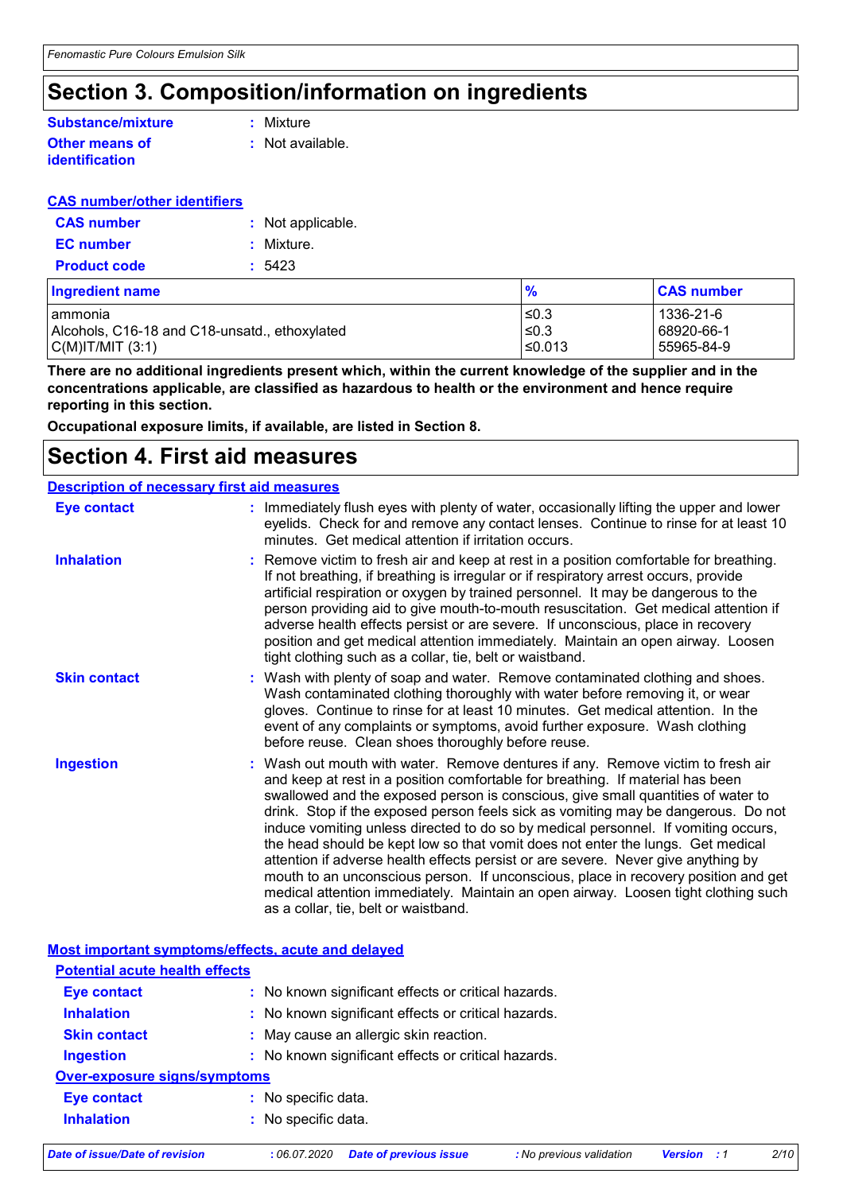# Section 3. Composition/information on ingredients

**Substance/mixture** : Mixture

**Other means of identification** : Not available.

**CAS number/other identifiers**

**CAS number** : Not applicable.

**EC number** : Mixture.

**Product code** : 5423

| Ingredient name | % | CAS number |
|---|---|---|
| ammonia | ≤0.3 | 1336-21-6 |
| Alcohols, C16-18 and C18-unsatd., ethoxylated | ≤0.3 | 68920-66-1 |
| C(M)IT/MIT (3:1) | ≤0.013 | 55965-84-9 |

**There are no additional ingredients present which, within the current knowledge of the supplier and in the concentrations applicable, are classified as hazardous to health or the environment and hence require reporting in this section.**

**Occupational exposure limits, if available, are listed in Section 8.**

# Section 4. First aid measures

**Description of necessary first aid measures**

**Eye contact** : Immediately flush eyes with plenty of water, occasionally lifting the upper and lower eyelids. Check for and remove any contact lenses. Continue to rinse for at least 10 minutes. Get medical attention if irritation occurs.

**Inhalation** : Remove victim to fresh air and keep at rest in a position comfortable for breathing. If not breathing, if breathing is irregular or if respiratory arrest occurs, provide artificial respiration or oxygen by trained personnel. It may be dangerous to the person providing aid to give mouth-to-mouth resuscitation. Get medical attention if adverse health effects persist or are severe. If unconscious, place in recovery position and get medical attention immediately. Maintain an open airway. Loosen tight clothing such as a collar, tie, belt or waistband.

**Skin contact** : Wash with plenty of soap and water. Remove contaminated clothing and shoes. Wash contaminated clothing thoroughly with water before removing it, or wear gloves. Continue to rinse for at least 10 minutes. Get medical attention. In the event of any complaints or symptoms, avoid further exposure. Wash clothing before reuse. Clean shoes thoroughly before reuse.

**Ingestion** : Wash out mouth with water. Remove dentures if any. Remove victim to fresh air and keep at rest in a position comfortable for breathing. If material has been swallowed and the exposed person is conscious, give small quantities of water to drink. Stop if the exposed person feels sick as vomiting may be dangerous. Do not induce vomiting unless directed to do so by medical personnel. If vomiting occurs, the head should be kept low so that vomit does not enter the lungs. Get medical attention if adverse health effects persist or are severe. Never give anything by mouth to an unconscious person. If unconscious, place in recovery position and get medical attention immediately. Maintain an open airway. Loosen tight clothing such as a collar, tie, belt or waistband.

**Most important symptoms/effects, acute and delayed**

**Potential acute health effects**

**Eye contact** : No known significant effects or critical hazards.

**Inhalation** : No known significant effects or critical hazards.

**Skin contact** : May cause an allergic skin reaction.

**Ingestion** : No known significant effects or critical hazards.

**Over-exposure signs/symptoms**

**Eye contact** : No specific data.

**Inhalation** : No specific data.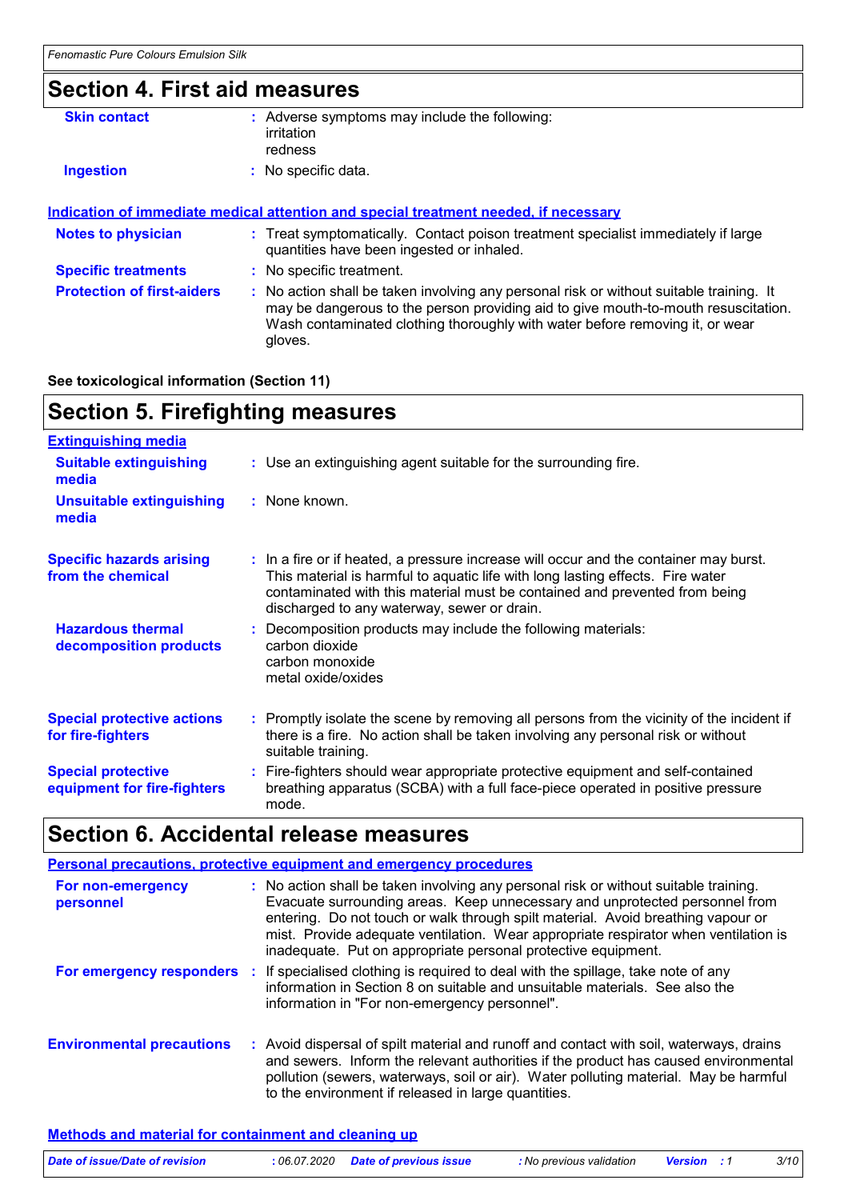## Section 4. First aid measures

**Skin contact** : Adverse symptoms may include the following:
irritation
redness

**Ingestion** : No specific data.

### Indication of immediate medical attention and special treatment needed, if necessary

**Notes to physician** : Treat symptomatically. Contact poison treatment specialist immediately if large quantities have been ingested or inhaled.

**Specific treatments** : No specific treatment.

**Protection of first-aiders** : No action shall be taken involving any personal risk or without suitable training. It may be dangerous to the person providing aid to give mouth-to-mouth resuscitation. Wash contaminated clothing thoroughly with water before removing it, or wear gloves.

**See toxicological information (Section 11)**

## Section 5. Firefighting measures

### Extinguishing media

**Suitable extinguishing media** : Use an extinguishing agent suitable for the surrounding fire.

**Unsuitable extinguishing media** : None known.

**Specific hazards arising from the chemical** : In a fire or if heated, a pressure increase will occur and the container may burst. This material is harmful to aquatic life with long lasting effects. Fire water contaminated with this material must be contained and prevented from being discharged to any waterway, sewer or drain.

**Hazardous thermal decomposition products** : Decomposition products may include the following materials:
carbon dioxide
carbon monoxide
metal oxide/oxides

**Special protective actions for fire-fighters** : Promptly isolate the scene by removing all persons from the vicinity of the incident if there is a fire. No action shall be taken involving any personal risk or without suitable training.

**Special protective equipment for fire-fighters** : Fire-fighters should wear appropriate protective equipment and self-contained breathing apparatus (SCBA) with a full face-piece operated in positive pressure mode.

## Section 6. Accidental release measures

### Personal precautions, protective equipment and emergency procedures

**For non-emergency personnel** : No action shall be taken involving any personal risk or without suitable training. Evacuate surrounding areas. Keep unnecessary and unprotected personnel from entering. Do not touch or walk through spilt material. Avoid breathing vapour or mist. Provide adequate ventilation. Wear appropriate respirator when ventilation is inadequate. Put on appropriate personal protective equipment.

**For emergency responders** : If specialised clothing is required to deal with the spillage, take note of any information in Section 8 on suitable and unsuitable materials. See also the information in "For non-emergency personnel".

**Environmental precautions** : Avoid dispersal of spilt material and runoff and contact with soil, waterways, drains and sewers. Inform the relevant authorities if the product has caused environmental pollution (sewers, waterways, soil or air). Water polluting material. May be harmful to the environment if released in large quantities.

### Methods and material for containment and cleaning up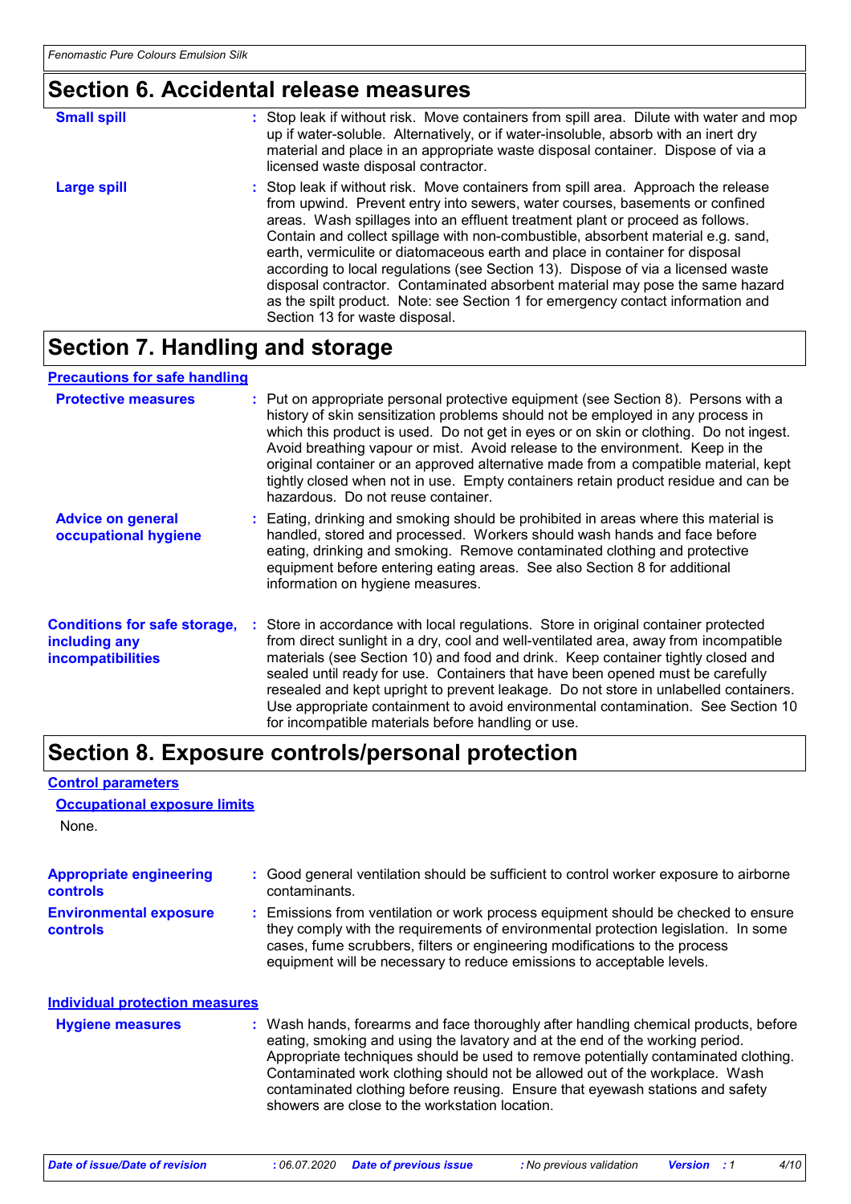## Section 6. Accidental release measures

**Small spill** : Stop leak if without risk. Move containers from spill area. Dilute with water and mop up if water-soluble. Alternatively, or if water-insoluble, absorb with an inert dry material and place in an appropriate waste disposal container. Dispose of via a licensed waste disposal contractor.

**Large spill** : Stop leak if without risk. Move containers from spill area. Approach the release from upwind. Prevent entry into sewers, water courses, basements or confined areas. Wash spillages into an effluent treatment plant or proceed as follows. Contain and collect spillage with non-combustible, absorbent material e.g. sand, earth, vermiculite or diatomaceous earth and place in container for disposal according to local regulations (see Section 13). Dispose of via a licensed waste disposal contractor. Contaminated absorbent material may pose the same hazard as the spilt product. Note: see Section 1 for emergency contact information and Section 13 for waste disposal.

## Section 7. Handling and storage

### Precautions for safe handling

**Protective measures** : Put on appropriate personal protective equipment (see Section 8). Persons with a history of skin sensitization problems should not be employed in any process in which this product is used. Do not get in eyes or on skin or clothing. Do not ingest. Avoid breathing vapour or mist. Avoid release to the environment. Keep in the original container or an approved alternative made from a compatible material, kept tightly closed when not in use. Empty containers retain product residue and can be hazardous. Do not reuse container.

**Advice on general occupational hygiene** : Eating, drinking and smoking should be prohibited in areas where this material is handled, stored and processed. Workers should wash hands and face before eating, drinking and smoking. Remove contaminated clothing and protective equipment before entering eating areas. See also Section 8 for additional information on hygiene measures.

**Conditions for safe storage, including any incompatibilities** : Store in accordance with local regulations. Store in original container protected from direct sunlight in a dry, cool and well-ventilated area, away from incompatible materials (see Section 10) and food and drink. Keep container tightly closed and sealed until ready for use. Containers that have been opened must be carefully resealed and kept upright to prevent leakage. Do not store in unlabelled containers. Use appropriate containment to avoid environmental contamination. See Section 10 for incompatible materials before handling or use.

## Section 8. Exposure controls/personal protection

### Control parameters

#### Occupational exposure limits

None.

**Appropriate engineering controls** : Good general ventilation should be sufficient to control worker exposure to airborne contaminants.

**Environmental exposure controls** : Emissions from ventilation or work process equipment should be checked to ensure they comply with the requirements of environmental protection legislation. In some cases, fume scrubbers, filters or engineering modifications to the process equipment will be necessary to reduce emissions to acceptable levels.

### Individual protection measures

**Hygiene measures** : Wash hands, forearms and face thoroughly after handling chemical products, before eating, smoking and using the lavatory and at the end of the working period. Appropriate techniques should be used to remove potentially contaminated clothing. Contaminated work clothing should not be allowed out of the workplace. Wash contaminated clothing before reusing. Ensure that eyewash stations and safety showers are close to the workstation location.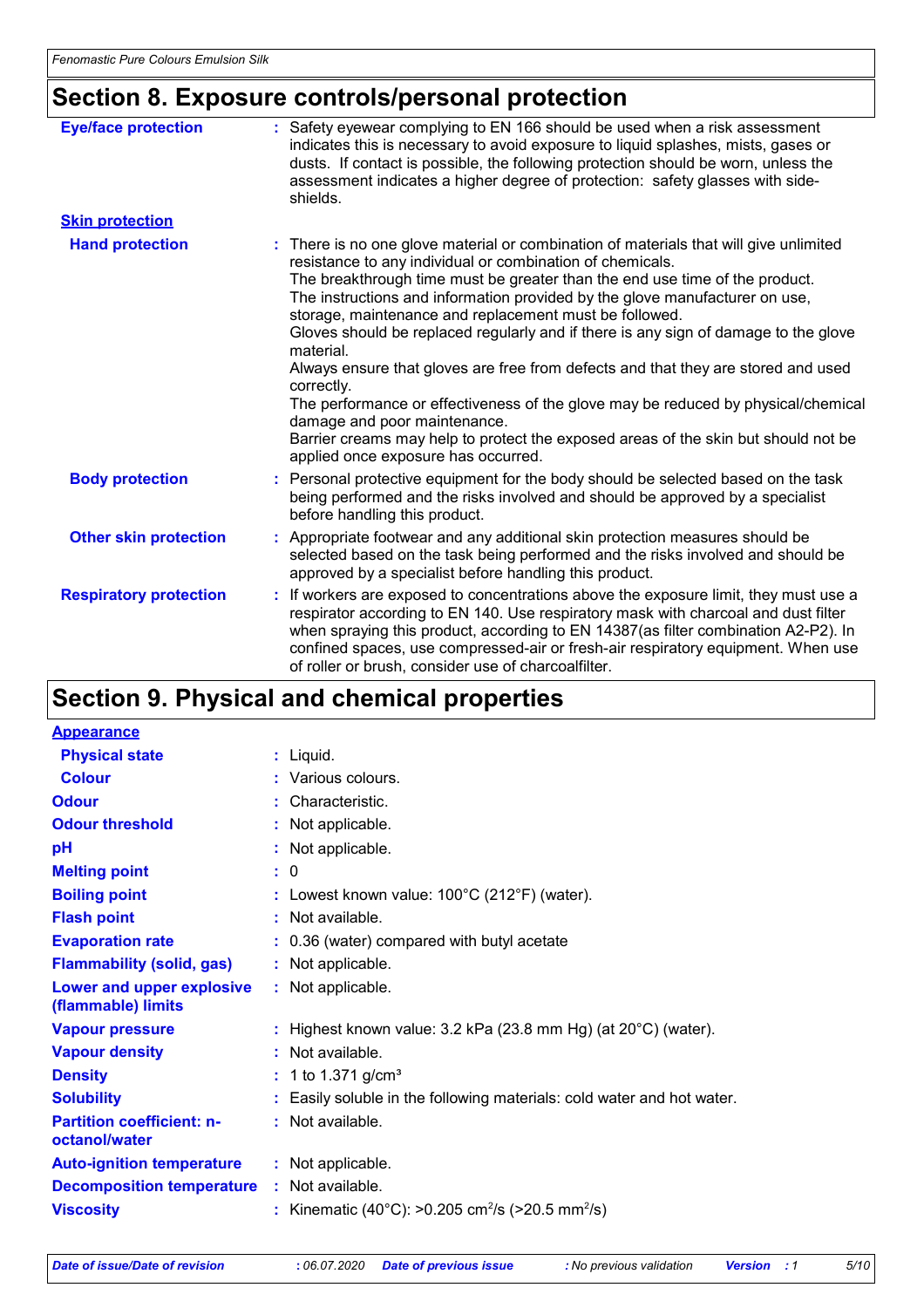## Section 8. Exposure controls/personal protection

| | |
|---|---|
| **Eye/face protection** | : Safety eyewear complying to EN 166 should be used when a risk assessment indicates this is necessary to avoid exposure to liquid splashes, mists, gases or dusts. If contact is possible, the following protection should be worn, unless the assessment indicates a higher degree of protection: safety glasses with side-shields. |
| **Skin protection** | |
| **Hand protection** | : There is no one glove material or combination of materials that will give unlimited resistance to any individual or combination of chemicals. The breakthrough time must be greater than the end use time of the product. The instructions and information provided by the glove manufacturer on use, storage, maintenance and replacement must be followed. Gloves should be replaced regularly and if there is any sign of damage to the glove material. Always ensure that gloves are free from defects and that they are stored and used correctly. The performance or effectiveness of the glove may be reduced by physical/chemical damage and poor maintenance. Barrier creams may help to protect the exposed areas of the skin but should not be applied once exposure has occurred. |
| **Body protection** | : Personal protective equipment for the body should be selected based on the task being performed and the risks involved and should be approved by a specialist before handling this product. |
| **Other skin protection** | : Appropriate footwear and any additional skin protection measures should be selected based on the task being performed and the risks involved and should be approved by a specialist before handling this product. |
| **Respiratory protection** | : If workers are exposed to concentrations above the exposure limit, they must use a respirator according to EN 140. Use respiratory mask with charcoal and dust filter when spraying this product, according to EN 14387(as filter combination A2-P2). In confined spaces, use compressed-air or fresh-air respiratory equipment. When use of roller or brush, consider use of charcoalfilter. |

## Section 9. Physical and chemical properties

| | |
|---|---|
| **Appearance** | |
| **Physical state** | : Liquid. |
| **Colour** | : Various colours. |
| **Odour** | : Characteristic. |
| **Odour threshold** | : Not applicable. |
| **pH** | : Not applicable. |
| **Melting point** | : 0 |
| **Boiling point** | : Lowest known value: 100°C (212°F) (water). |
| **Flash point** | : Not available. |
| **Evaporation rate** | : 0.36 (water) compared with butyl acetate |
| **Flammability (solid, gas)** | : Not applicable. |
| **Lower and upper explosive (flammable) limits** | : Not applicable. |
| **Vapour pressure** | : Highest known value: 3.2 kPa (23.8 mm Hg) (at 20°C) (water). |
| **Vapour density** | : Not available. |
| **Density** | : 1 to 1.371 g/cm³ |
| **Solubility** | : Easily soluble in the following materials: cold water and hot water. |
| **Partition coefficient: n-octanol/water** | : Not available. |
| **Auto-ignition temperature** | : Not applicable. |
| **Decomposition temperature** | : Not available. |
| **Viscosity** | : Kinematic (40°C): >0.205 $cm^2/s$ (>20.5 $mm^2/s$) |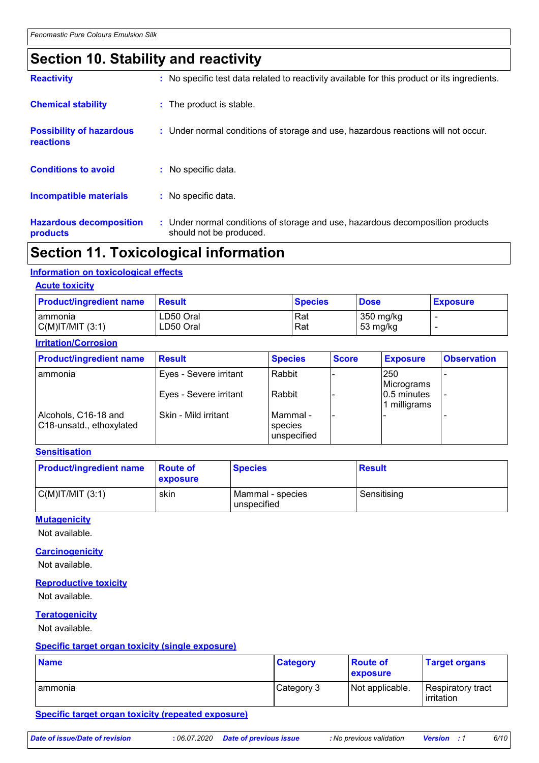## Section 10. Stability and reactivity

**Reactivity** : No specific test data related to reactivity available for this product or its ingredients.

**Chemical stability** : The product is stable.

**Possibility of hazardous reactions** : Under normal conditions of storage and use, hazardous reactions will not occur.

**Conditions to avoid** : No specific data.

**Incompatible materials** : No specific data.

**Hazardous decomposition products** : Under normal conditions of storage and use, hazardous decomposition products should not be produced.

## Section 11. Toxicological information

### Information on toxicological effects

#### Acute toxicity

| Product/ingredient name | Result | Species | Dose | Exposure |
|---|---|---|---|---|
| ammonia | LD50 Oral | Rat | 350 mg/kg | - |
| C(M)IT/MIT (3:1) | LD50 Oral | Rat | 53 mg/kg | - |

#### Irritation/Corrosion

| Product/ingredient name | Result | Species | Score | Exposure | Observation |
|---|---|---|---|---|---|
| ammonia | Eyes - Severe irritant | Rabbit | - | 250 Micrograms | - |
| | Eyes - Severe irritant | Rabbit | - | 0.5 minutes 1 milligrams | - |
| Alcohols, C16-18 and C18-unsatd., ethoxylated | Skin - Mild irritant | Mammal - species unspecified | - | - | - |

#### Sensitisation

| Product/ingredient name | Route of exposure | Species | Result |
|---|---|---|---|
| C(M)IT/MIT (3:1) | skin | Mammal - species unspecified | Sensitising |

#### Mutagenicity

Not available.

#### Carcinogenicity

Not available.

#### Reproductive toxicity

Not available.

#### Teratogenicity

Not available.

#### Specific target organ toxicity (single exposure)

| Name | Category | Route of exposure | Target organs |
|---|---|---|---|
| ammonia | Category 3 | Not applicable. | Respiratory tract irritation |

#### Specific target organ toxicity (repeated exposure)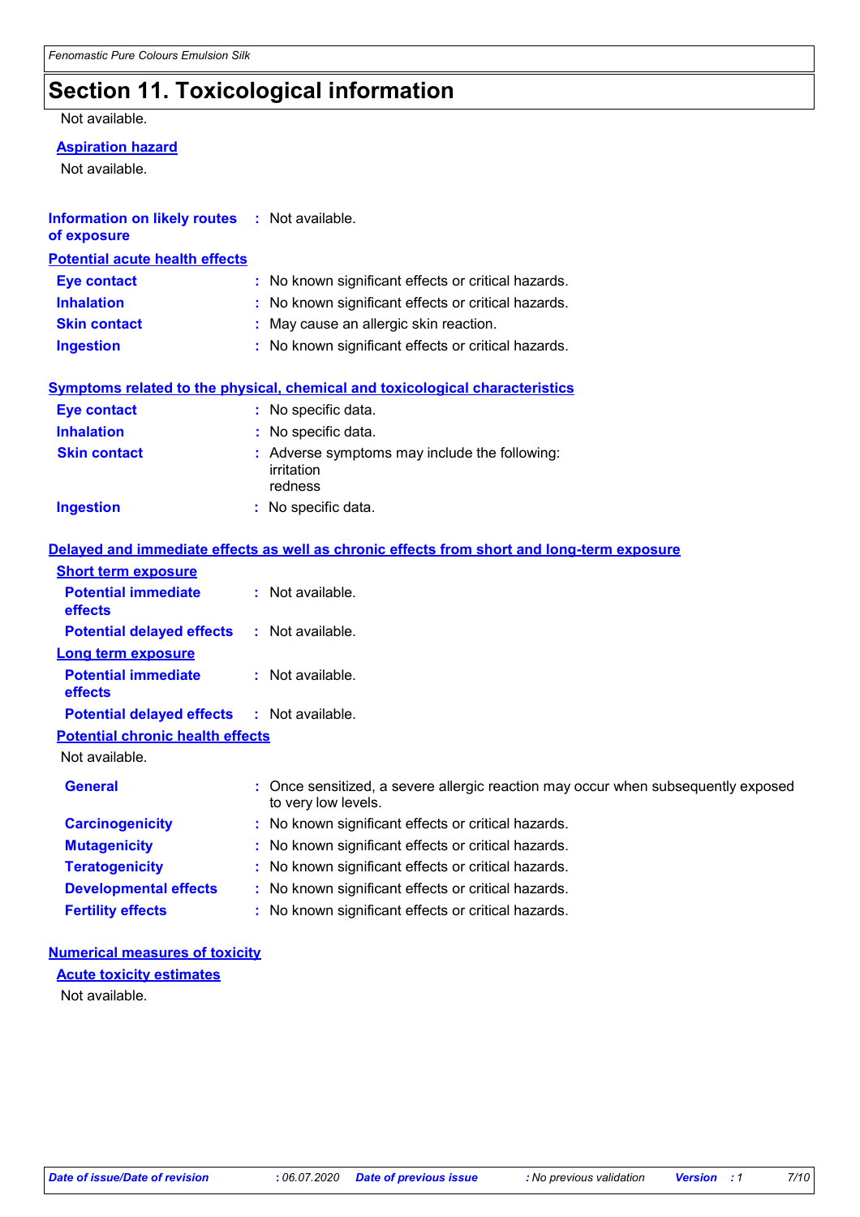# Section 11. Toxicological information

Not available.

**Aspiration hazard**

Not available.

**Information on likely routes of exposure** : Not available.

**Potential acute health effects**

| | |
|---|---|
| **Eye contact** | : No known significant effects or critical hazards. |
| **Inhalation** | : No known significant effects or critical hazards. |
| **Skin contact** | : May cause an allergic skin reaction. |
| **Ingestion** | : No known significant effects or critical hazards. |

**Symptoms related to the physical, chemical and toxicological characteristics**

| | |
|---|---|
| **Eye contact** | : No specific data. |
| **Inhalation** | : No specific data. |
| **Skin contact** | : Adverse symptoms may include the following: irritation redness |
| **Ingestion** | : No specific data. |

**Delayed and immediate effects as well as chronic effects from short and long-term exposure**

**Short term exposure**

| | |
|---|---|
| **Potential immediate effects** | : Not available. |
| **Potential delayed effects** | : Not available. |

**Long term exposure**

| | |
|---|---|
| **Potential immediate effects** | : Not available. |
| **Potential delayed effects** | : Not available. |

**Potential chronic health effects**

Not available.

| | |
|---|---|
| **General** | : Once sensitized, a severe allergic reaction may occur when subsequently exposed to very low levels. |
| **Carcinogenicity** | : No known significant effects or critical hazards. |
| **Mutagenicity** | : No known significant effects or critical hazards. |
| **Teratogenicity** | : No known significant effects or critical hazards. |
| **Developmental effects** | : No known significant effects or critical hazards. |
| **Fertility effects** | : No known significant effects or critical hazards. |

**Numerical measures of toxicity**

**Acute toxicity estimates**

Not available.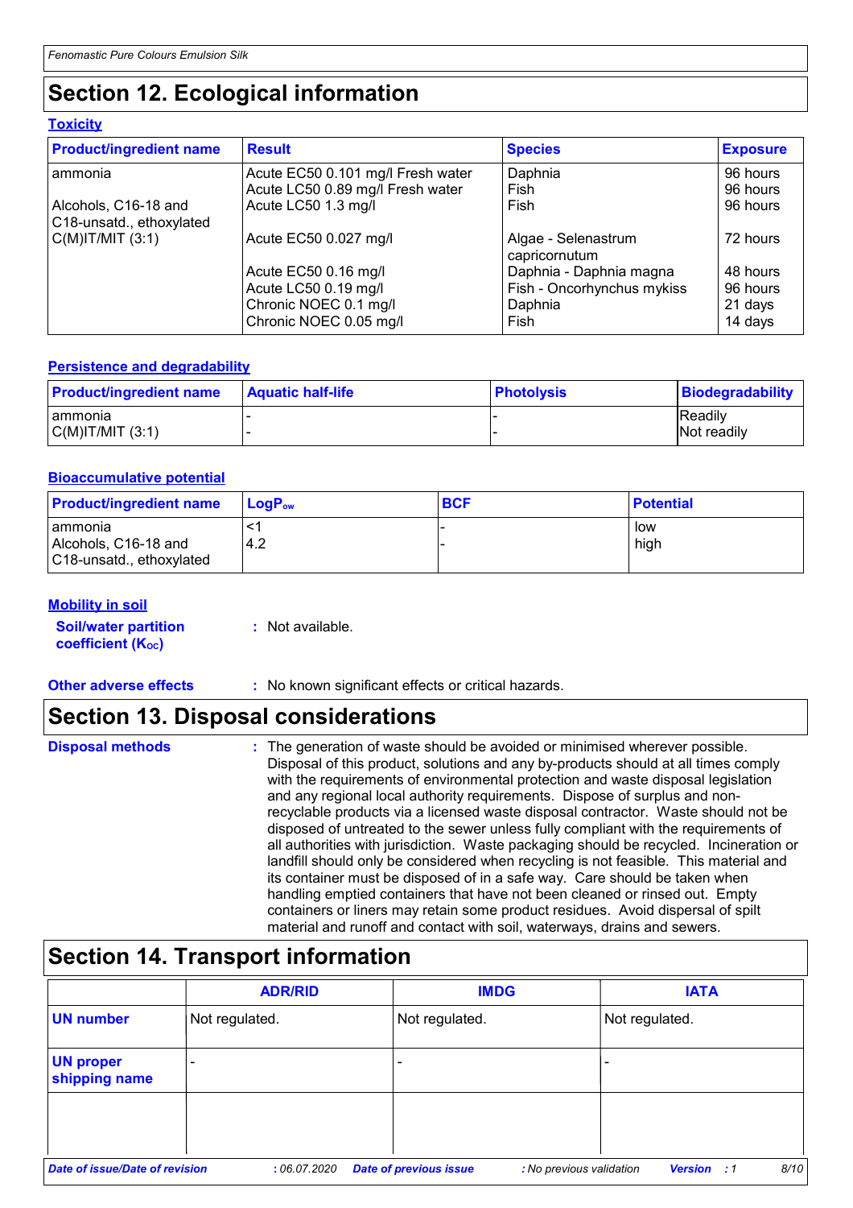# Section 12. Ecological information

### Toxicity

| Product/ingredient name | Result | Species | Exposure |
|---|---|---|---|
| ammonia | Acute EC50 0.101 mg/l Fresh water | Daphnia | 96 hours |
| | Acute LC50 0.89 mg/l Fresh water | Fish | 96 hours |
| Alcohols, C16-18 and C18-unsatd., ethoxylated | Acute LC50 1.3 mg/l | Fish | 96 hours |
| C(M)IT/MIT (3:1) | Acute EC50 0.027 mg/l | Algae - Selenastrum capricornutum | 72 hours |
| | Acute EC50 0.16 mg/l | Daphnia - Daphnia magna | 48 hours |
| | Acute LC50 0.19 mg/l | Fish - Oncorhynchus mykiss | 96 hours |
| | Chronic NOEC 0.1 mg/l | Daphnia | 21 days |
| | Chronic NOEC 0.05 mg/l | Fish | 14 days |

### Persistence and degradability

| Product/ingredient name | Aquatic half-life | Photolysis | Biodegradability |
|---|---|---|---|
| ammonia | - | - | Readily |
| C(M)IT/MIT (3:1) | - | - | Not readily |

### Bioaccumulative potential

| Product/ingredient name | $LogP_{ow}$ | BCF | Potential |
|---|---|---|---|
| ammonia | <1 | - | low |
| Alcohols, C16-18 and C18-unsatd., ethoxylated | 4.2 | - | high |

### Mobility in soil

**Soil/water partition coefficient ($K_{OC}$)** : Not available.

**Other adverse effects** : No known significant effects or critical hazards.

# Section 13. Disposal considerations

**Disposal methods** : The generation of waste should be avoided or minimised wherever possible. Disposal of this product, solutions and any by-products should at all times comply with the requirements of environmental protection and waste disposal legislation and any regional local authority requirements. Dispose of surplus and non-recyclable products via a licensed waste disposal contractor. Waste should not be disposed of untreated to the sewer unless fully compliant with the requirements of all authorities with jurisdiction. Waste packaging should be recycled. Incineration or landfill should only be considered when recycling is not feasible. This material and its container must be disposed of in a safe way. Care should be taken when handling emptied containers that have not been cleaned or rinsed out. Empty containers or liners may retain some product residues. Avoid dispersal of spilt material and runoff and contact with soil, waterways, drains and sewers.

# Section 14. Transport information

| | ADR/RID | IMDG | IATA |
|---|---|---|---|
| UN number | Not regulated. | Not regulated. | Not regulated. |
| UN proper shipping name | - | - | - |
| | | | |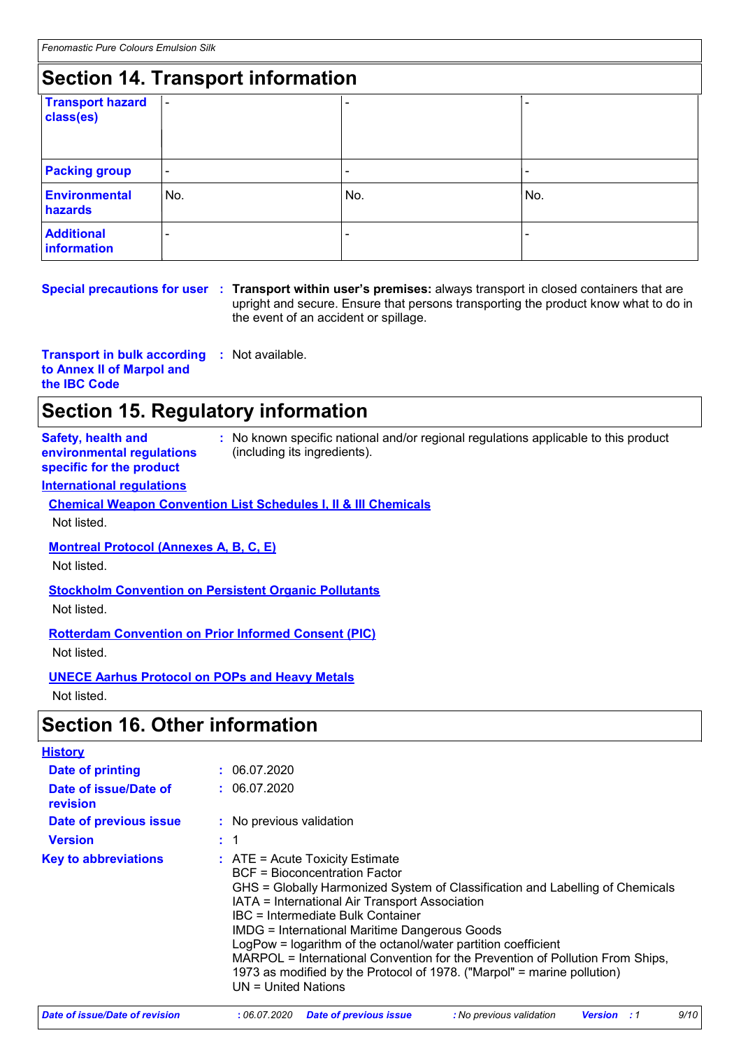## Section 14. Transport information

| | | | |
|---|---|---|---|
| **Transport hazard class(es)** | - | - | - |
| **Packing group** | - | - | - |
| **Environmental hazards** | No. | No. | No. |
| **Additional information** | - | - | - |

**Special precautions for user** : **Transport within user's premises:** always transport in closed containers that are upright and secure. Ensure that persons transporting the product know what to do in the event of an accident or spillage.

**Transport in bulk according to Annex II of Marpol and the IBC Code** : Not available.

## Section 15. Regulatory information

**Safety, health and environmental regulations specific for the product** : No known specific national and/or regional regulations applicable to this product (including its ingredients).

**International regulations**

**Chemical Weapon Convention List Schedules I, II & III Chemicals**

Not listed.

**Montreal Protocol (Annexes A, B, C, E)**

Not listed.

**Stockholm Convention on Persistent Organic Pollutants**

Not listed.

**Rotterdam Convention on Prior Informed Consent (PIC)**

Not listed.

**UNECE Aarhus Protocol on POPs and Heavy Metals**

Not listed.

## Section 16. Other information

**History**

**Date of printing** : 06.07.2020

**Date of issue/Date of revision** : 06.07.2020

**Date of previous issue** : No previous validation

**Version** : 1

**Key to abbreviations** : ATE = Acute Toxicity Estimate
BCF = Bioconcentration Factor
GHS = Globally Harmonized System of Classification and Labelling of Chemicals
IATA = International Air Transport Association
IBC = Intermediate Bulk Container
IMDG = International Maritime Dangerous Goods
LogPow = logarithm of the octanol/water partition coefficient
MARPOL = International Convention for the Prevention of Pollution From Ships, 1973 as modified by the Protocol of 1978. ("Marpol" = marine pollution)
UN = United Nations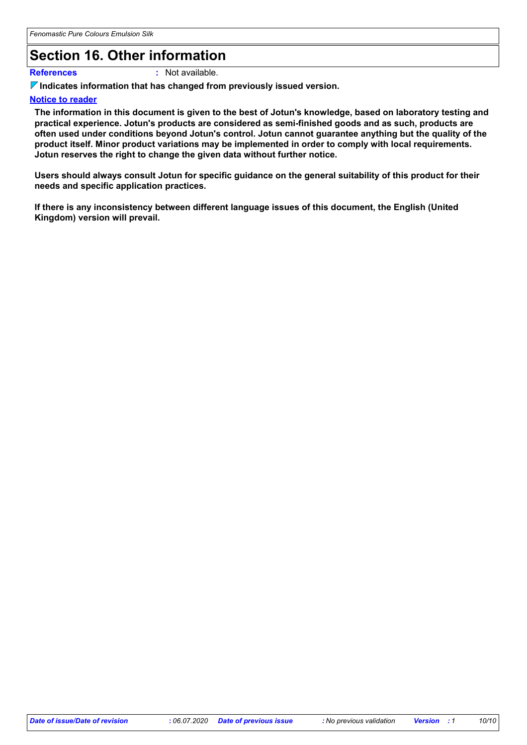## Section 16. Other information

**References** : Not available.

**Indicates information that has changed from previously issued version.**

**Notice to reader**

**The information in this document is given to the best of Jotun's knowledge, based on laboratory testing and practical experience. Jotun's products are considered as semi-finished goods and as such, products are often used under conditions beyond Jotun's control. Jotun cannot guarantee anything but the quality of the product itself. Minor product variations may be implemented in order to comply with local requirements. Jotun reserves the right to change the given data without further notice.**

**Users should always consult Jotun for specific guidance on the general suitability of this product for their needs and specific application practices.**

**If there is any inconsistency between different language issues of this document, the English (United Kingdom) version will prevail.**